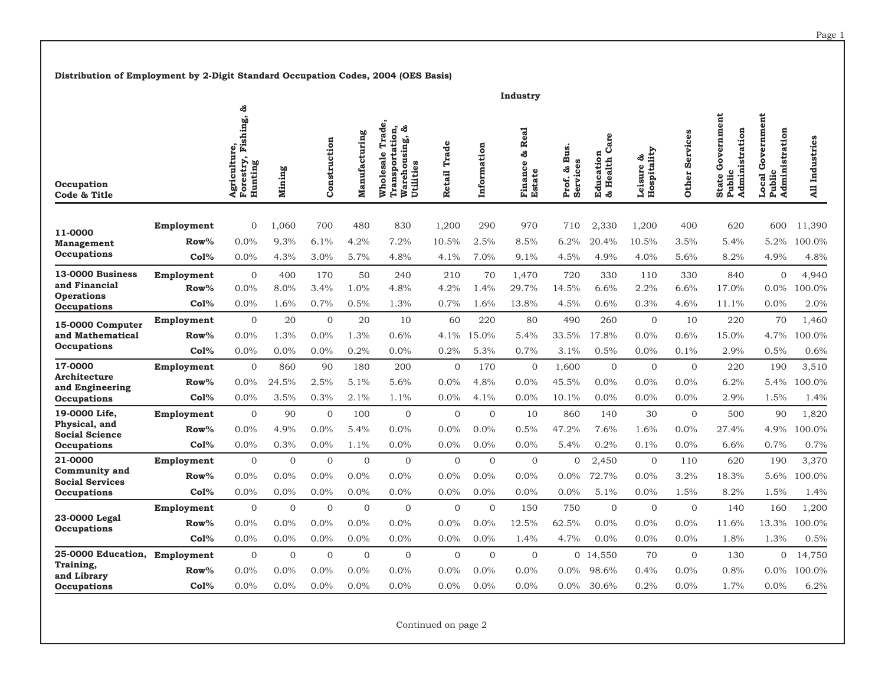**Distribution of Employment by 2-Digit Standard Occupation Codes, 2004 (OES Basis)**

| Occupation Code & Title | | Agriculture, Forestry, Fishing, & Hunting | Mining | Construction | Manufacturing | Wholesale Trade, Transportation, Warehousing, & Utilities | Retail Trade | Information | Finance & Real Estate | Prof. & Bus. Services | Education & Health Care | Leisure & Hospitality | Other Services | State Government Public Administration | Local Government Public Administration | All Industries |
|---|---|---|---|---|---|---|---|---|---|---|---|---|---|---|---|---|
| **11-0000 Management Occupations** | **Employment** | 0 | 1,060 | 700 | 480 | 830 | 1,200 | 290 | 970 | 710 | 2,330 | 1,200 | 400 | 620 | 600 | 11,390 |
| | **Row%** | 0.0% | 9.3% | 6.1% | 4.2% | 7.2% | 10.5% | 2.5% | 8.5% | 6.2% | 20.4% | 10.5% | 3.5% | 5.4% | 5.2% | 100.0% |
| | **Col%** | 0.0% | 4.3% | 3.0% | 5.7% | 4.8% | 4.1% | 7.0% | 9.1% | 4.5% | 4.9% | 4.0% | 5.6% | 8.2% | 4.9% | 4.8% |
| **13-0000 Business and Financial Operations Occupations** | **Employment** | 0 | 400 | 170 | 50 | 240 | 210 | 70 | 1,470 | 720 | 330 | 110 | 330 | 840 | 0 | 4,940 |
| | **Row%** | 0.0% | 8.0% | 3.4% | 1.0% | 4.8% | 4.2% | 1.4% | 29.7% | 14.5% | 6.6% | 2.2% | 6.6% | 17.0% | 0.0% | 100.0% |
| | **Col%** | 0.0% | 1.6% | 0.7% | 0.5% | 1.3% | 0.7% | 1.6% | 13.8% | 4.5% | 0.6% | 0.3% | 4.6% | 11.1% | 0.0% | 2.0% |
| **15-0000 Computer and Mathematical Occupations** | **Employment** | 0 | 20 | 0 | 20 | 10 | 60 | 220 | 80 | 490 | 260 | 0 | 10 | 220 | 70 | 1,460 |
| | **Row%** | 0.0% | 1.3% | 0.0% | 1.3% | 0.6% | 4.1% | 15.0% | 5.4% | 33.5% | 17.8% | 0.0% | 0.6% | 15.0% | 4.7% | 100.0% |
| | **Col%** | 0.0% | 0.0% | 0.0% | 0.2% | 0.0% | 0.2% | 5.3% | 0.7% | 3.1% | 0.5% | 0.0% | 0.1% | 2.9% | 0.5% | 0.6% |
| **17-0000 Architecture and Engineering Occupations** | **Employment** | 0 | 860 | 90 | 180 | 200 | 0 | 170 | 0 | 1,600 | 0 | 0 | 0 | 220 | 190 | 3,510 |
| | **Row%** | 0.0% | 24.5% | 2.5% | 5.1% | 5.6% | 0.0% | 4.8% | 0.0% | 45.5% | 0.0% | 0.0% | 0.0% | 6.2% | 5.4% | 100.0% |
| | **Col%** | 0.0% | 3.5% | 0.3% | 2.1% | 1.1% | 0.0% | 4.1% | 0.0% | 10.1% | 0.0% | 0.0% | 0.0% | 2.9% | 1.5% | 1.4% |
| **19-0000 Life, Physical, and Social Science Occupations** | **Employment** | 0 | 90 | 0 | 100 | 0 | 0 | 0 | 10 | 860 | 140 | 30 | 0 | 500 | 90 | 1,820 |
| | **Row%** | 0.0% | 4.9% | 0.0% | 5.4% | 0.0% | 0.0% | 0.0% | 0.5% | 47.2% | 7.6% | 1.6% | 0.0% | 27.4% | 4.9% | 100.0% |
| | **Col%** | 0.0% | 0.3% | 0.0% | 1.1% | 0.0% | 0.0% | 0.0% | 0.0% | 5.4% | 0.2% | 0.1% | 0.0% | 6.6% | 0.7% | 0.7% |
| **21-0000 Community and Social Services Occupations** | **Employment** | 0 | 0 | 0 | 0 | 0 | 0 | 0 | 0 | 0 | 2,450 | 0 | 110 | 620 | 190 | 3,370 |
| | **Row%** | 0.0% | 0.0% | 0.0% | 0.0% | 0.0% | 0.0% | 0.0% | 0.0% | 0.0% | 72.7% | 0.0% | 3.2% | 18.3% | 5.6% | 100.0% |
| | **Col%** | 0.0% | 0.0% | 0.0% | 0.0% | 0.0% | 0.0% | 0.0% | 0.0% | 0.0% | 5.1% | 0.0% | 1.5% | 8.2% | 1.5% | 1.4% |
| **23-0000 Legal Occupations** | **Employment** | 0 | 0 | 0 | 0 | 0 | 0 | 0 | 150 | 750 | 0 | 0 | 0 | 140 | 160 | 1,200 |
| | **Row%** | 0.0% | 0.0% | 0.0% | 0.0% | 0.0% | 0.0% | 0.0% | 12.5% | 62.5% | 0.0% | 0.0% | 0.0% | 11.6% | 13.3% | 100.0% |
| | **Col%** | 0.0% | 0.0% | 0.0% | 0.0% | 0.0% | 0.0% | 0.0% | 1.4% | 4.7% | 0.0% | 0.0% | 0.0% | 1.8% | 1.3% | 0.5% |
| **25-0000 Education, Training, and Library Occupations** | **Employment** | 0 | 0 | 0 | 0 | 0 | 0 | 0 | 0 | 0 | 14,550 | 70 | 0 | 130 | 0 | 14,750 |
| | **Row%** | 0.0% | 0.0% | 0.0% | 0.0% | 0.0% | 0.0% | 0.0% | 0.0% | 0.0% | 98.6% | 0.4% | 0.0% | 0.8% | 0.0% | 100.0% |
| | **Col%** | 0.0% | 0.0% | 0.0% | 0.0% | 0.0% | 0.0% | 0.0% | 0.0% | 0.0% | 30.6% | 0.2% | 0.0% | 1.7% | 0.0% | 6.2% |

Continued on page 2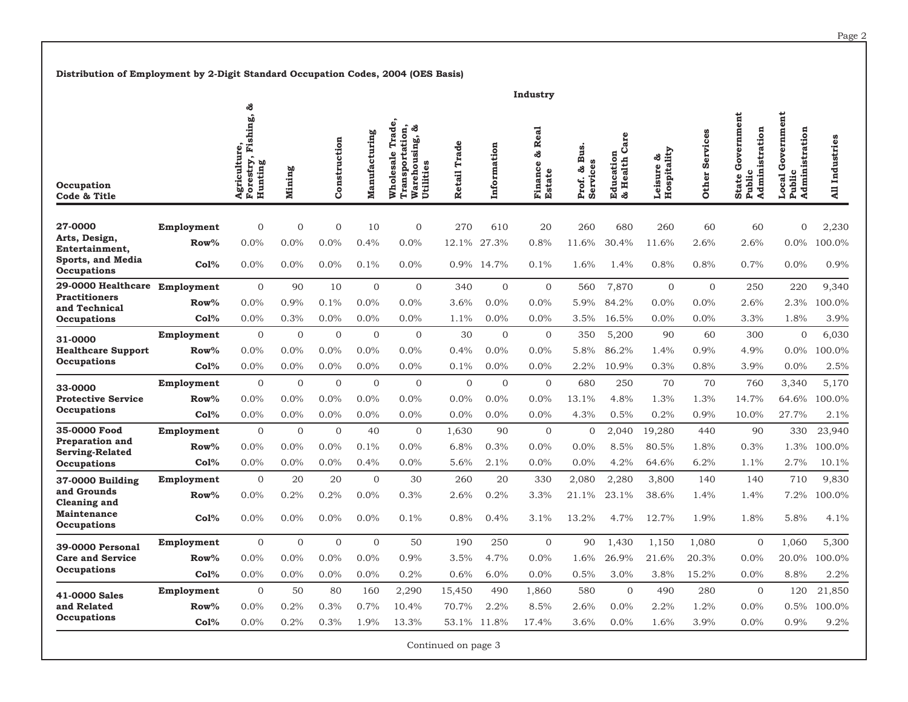**Distribution of Employment by 2-Digit Standard Occupation Codes, 2004 (OES Basis)**

| Occupation Code & Title | | Agriculture, Forestry, Fishing, & Hunting | Mining | Construction | Manufacturing | Wholesale Trade, Transportation, Warehousing, & Utilities | Retail Trade | Information | Finance & Real Estate | Prof. & Bus. Services | Education & Health Care | Leisure & Hospitality | Other Services | State Government Public Administration | Local Government Public Administration | All Industries |
|---|---|---|---|---|---|---|---|---|---|---|---|---|---|---|---|---|
| **27-0000 Arts, Design, Entertainment, Sports, and Media Occupations** | **Employment** | 0 | 0 | 0 | 10 | 0 | 270 | 610 | 20 | 260 | 680 | 260 | 60 | 60 | 0 | 2,230 |
| | **Row%** | 0.0% | 0.0% | 0.0% | 0.4% | 0.0% | 12.1% | 27.3% | 0.8% | 11.6% | 30.4% | 11.6% | 2.6% | 2.6% | 0.0% | 100.0% |
| | **Col%** | 0.0% | 0.0% | 0.0% | 0.1% | 0.0% | 0.9% | 14.7% | 0.1% | 1.6% | 1.4% | 0.8% | 0.8% | 0.7% | 0.0% | 0.9% |
| **29-0000 Healthcare Practitioners and Technical Occupations** | **Employment** | 0 | 90 | 10 | 0 | 0 | 340 | 0 | 0 | 560 | 7,870 | 0 | 0 | 250 | 220 | 9,340 |
| | **Row%** | 0.0% | 0.9% | 0.1% | 0.0% | 0.0% | 3.6% | 0.0% | 0.0% | 5.9% | 84.2% | 0.0% | 0.0% | 2.6% | 2.3% | 100.0% |
| | **Col%** | 0.0% | 0.3% | 0.0% | 0.0% | 0.0% | 1.1% | 0.0% | 0.0% | 3.5% | 16.5% | 0.0% | 0.0% | 3.3% | 1.8% | 3.9% |
| **31-0000 Healthcare Support Occupations** | **Employment** | 0 | 0 | 0 | 0 | 0 | 30 | 0 | 0 | 350 | 5,200 | 90 | 60 | 300 | 0 | 6,030 |
| | **Row%** | 0.0% | 0.0% | 0.0% | 0.0% | 0.0% | 0.4% | 0.0% | 0.0% | 5.8% | 86.2% | 1.4% | 0.9% | 4.9% | 0.0% | 100.0% |
| | **Col%** | 0.0% | 0.0% | 0.0% | 0.0% | 0.0% | 0.1% | 0.0% | 0.0% | 2.2% | 10.9% | 0.3% | 0.8% | 3.9% | 0.0% | 2.5% |
| **33-0000 Protective Service Occupations** | **Employment** | 0 | 0 | 0 | 0 | 0 | 0 | 0 | 0 | 680 | 250 | 70 | 70 | 760 | 3,340 | 5,170 |
| | **Row%** | 0.0% | 0.0% | 0.0% | 0.0% | 0.0% | 0.0% | 0.0% | 0.0% | 13.1% | 4.8% | 1.3% | 1.3% | 14.7% | 64.6% | 100.0% |
| | **Col%** | 0.0% | 0.0% | 0.0% | 0.0% | 0.0% | 0.0% | 0.0% | 0.0% | 4.3% | 0.5% | 0.2% | 0.9% | 10.0% | 27.7% | 2.1% |
| **35-0000 Food Preparation and Serving-Related Occupations** | **Employment** | 0 | 0 | 0 | 40 | 0 | 1,630 | 90 | 0 | 0 | 2,040 | 19,280 | 440 | 90 | 330 | 23,940 |
| | **Row%** | 0.0% | 0.0% | 0.0% | 0.1% | 0.0% | 6.8% | 0.3% | 0.0% | 0.0% | 8.5% | 80.5% | 1.8% | 0.3% | 1.3% | 100.0% |
| | **Col%** | 0.0% | 0.0% | 0.0% | 0.4% | 0.0% | 5.6% | 2.1% | 0.0% | 0.0% | 4.2% | 64.6% | 6.2% | 1.1% | 2.7% | 10.1% |
| **37-0000 Building and Grounds Cleaning and Maintenance Occupations** | **Employment** | 0 | 20 | 20 | 0 | 30 | 260 | 20 | 330 | 2,080 | 2,280 | 3,800 | 140 | 140 | 710 | 9,830 |
| | **Row%** | 0.0% | 0.2% | 0.2% | 0.0% | 0.3% | 2.6% | 0.2% | 3.3% | 21.1% | 23.1% | 38.6% | 1.4% | 1.4% | 7.2% | 100.0% |
| | **Col%** | 0.0% | 0.0% | 0.0% | 0.0% | 0.1% | 0.8% | 0.4% | 3.1% | 13.2% | 4.7% | 12.7% | 1.9% | 1.8% | 5.8% | 4.1% |
| **39-0000 Personal Care and Service Occupations** | **Employment** | 0 | 0 | 0 | 0 | 50 | 190 | 250 | 0 | 90 | 1,430 | 1,150 | 1,080 | 0 | 1,060 | 5,300 |
| | **Row%** | 0.0% | 0.0% | 0.0% | 0.0% | 0.9% | 3.5% | 4.7% | 0.0% | 1.6% | 26.9% | 21.6% | 20.3% | 0.0% | 20.0% | 100.0% |
| | **Col%** | 0.0% | 0.0% | 0.0% | 0.0% | 0.2% | 0.6% | 6.0% | 0.0% | 0.5% | 3.0% | 3.8% | 15.2% | 0.0% | 8.8% | 2.2% |
| **41-0000 Sales and Related Occupations** | **Employment** | 0 | 50 | 80 | 160 | 2,290 | 15,450 | 490 | 1,860 | 580 | 0 | 490 | 280 | 0 | 120 | 21,850 |
| | **Row%** | 0.0% | 0.2% | 0.3% | 0.7% | 10.4% | 70.7% | 2.2% | 8.5% | 2.6% | 0.0% | 2.2% | 1.2% | 0.0% | 0.5% | 100.0% |
| | **Col%** | 0.0% | 0.2% | 0.3% | 1.9% | 13.3% | 53.1% | 11.8% | 17.4% | 3.6% | 0.0% | 1.6% | 3.9% | 0.0% | 0.9% | 9.2% |

Continued on page 3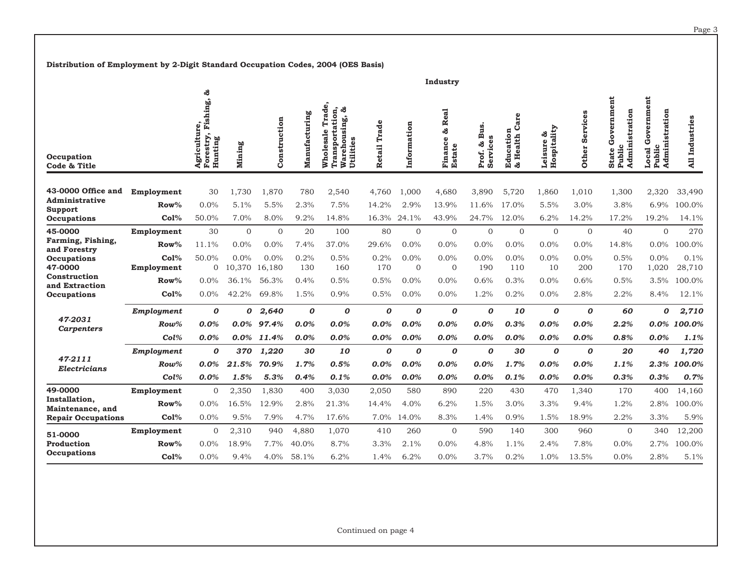**Distribution of Employment by 2-Digit Standard Occupation Codes, 2004 (OES Basis)**

| Occupation Code & Title | | Agriculture, Forestry, Fishing, & Hunting | Mining | Construction | Manufacturing | Wholesale Trade, Transportation, Warehousing, & Utilities | Retail Trade | Information | Finance & Real Estate | Prof. & Bus. Services | Education & Health Care | Leisure & Hospitality | Other Services | State Government Public Administration | Local Government Public Administration | All Industries |
|---|---|---|---|---|---|---|---|---|---|---|---|---|---|---|---|---|
| **43-0000 Office and Administrative Support Occupations** | **Employment** | 30 | 1,730 | 1,870 | 780 | 2,540 | 4,760 | 1,000 | 4,680 | 3,890 | 5,720 | 1,860 | 1,010 | 1,300 | 2,320 | 33,490 |
| | **Row%** | 0.0% | 5.1% | 5.5% | 2.3% | 7.5% | 14.2% | 2.9% | 13.9% | 11.6% | 17.0% | 5.5% | 3.0% | 3.8% | 6.9% | 100.0% |
| | **Col%** | 50.0% | 7.0% | 8.0% | 9.2% | 14.8% | 16.3% | 24.1% | 43.9% | 24.7% | 12.0% | 6.2% | 14.2% | 17.2% | 19.2% | 14.1% |
| **45-0000 Farming, Fishing, and Forestry Occupations** | **Employment** | 30 | 0 | 0 | 20 | 100 | 80 | 0 | 0 | 0 | 0 | 0 | 0 | 40 | 0 | 270 |
| | **Row%** | 11.1% | 0.0% | 0.0% | 7.4% | 37.0% | 29.6% | 0.0% | 0.0% | 0.0% | 0.0% | 0.0% | 0.0% | 14.8% | 0.0% | 100.0% |
| | **Col%** | 50.0% | 0.0% | 0.0% | 0.2% | 0.5% | 0.2% | 0.0% | 0.0% | 0.0% | 0.0% | 0.0% | 0.0% | 0.5% | 0.0% | 0.1% |
| **47-0000 Construction and Extraction Occupations** | **Employment** | 0 | 10,370 | 16,180 | 130 | 160 | 170 | 0 | 0 | 190 | 110 | 10 | 200 | 170 | 1,020 | 28,710 |
| | **Row%** | 0.0% | 36.1% | 56.3% | 0.4% | 0.5% | 0.5% | 0.0% | 0.0% | 0.6% | 0.3% | 0.0% | 0.6% | 0.5% | 3.5% | 100.0% |
| | **Col%** | 0.0% | 42.2% | 69.8% | 1.5% | 0.9% | 0.5% | 0.0% | 0.0% | 1.2% | 0.2% | 0.0% | 2.8% | 2.2% | 8.4% | 12.1% |
| ***47-2031 Carpenters*** | ***Employment*** | ***0*** | ***0*** | ***2,640*** | ***0*** | ***0*** | ***0*** | ***0*** | ***0*** | ***0*** | ***10*** | ***0*** | ***0*** | ***60*** | ***0*** | ***2,710*** |
| | ***Row%*** | ***0.0%*** | ***0.0%*** | ***97.4%*** | ***0.0%*** | ***0.0%*** | ***0.0%*** | ***0.0%*** | ***0.0%*** | ***0.0%*** | ***0.3%*** | ***0.0%*** | ***0.0%*** | ***2.2%*** | ***0.0%*** | ***100.0%*** |
| | ***Col%*** | ***0.0%*** | ***0.0%*** | ***11.4%*** | ***0.0%*** | ***0.0%*** | ***0.0%*** | ***0.0%*** | ***0.0%*** | ***0.0%*** | ***0.0%*** | ***0.0%*** | ***0.0%*** | ***0.8%*** | ***0.0%*** | ***1.1%*** |
| ***47-2111 Electricians*** | ***Employment*** | ***0*** | ***370*** | ***1,220*** | ***30*** | ***10*** | ***0*** | ***0*** | ***0*** | ***0*** | ***30*** | ***0*** | ***0*** | ***20*** | ***40*** | ***1,720*** |
| | ***Row%*** | ***0.0%*** | ***21.5%*** | ***70.9%*** | ***1.7%*** | ***0.5%*** | ***0.0%*** | ***0.0%*** | ***0.0%*** | ***0.0%*** | ***1.7%*** | ***0.0%*** | ***0.0%*** | ***1.1%*** | ***2.3%*** | ***100.0%*** |
| | ***Col%*** | ***0.0%*** | ***1.5%*** | ***5.3%*** | ***0.4%*** | ***0.1%*** | ***0.0%*** | ***0.0%*** | ***0.0%*** | ***0.0%*** | ***0.1%*** | ***0.0%*** | ***0.0%*** | ***0.3%*** | ***0.3%*** | ***0.7%*** |
| **49-0000 Installation, Maintenance, and Repair Occupations** | **Employment** | 0 | 2,350 | 1,830 | 400 | 3,030 | 2,050 | 580 | 890 | 220 | 430 | 470 | 1,340 | 170 | 400 | 14,160 |
| | **Row%** | 0.0% | 16.5% | 12.9% | 2.8% | 21.3% | 14.4% | 4.0% | 6.2% | 1.5% | 3.0% | 3.3% | 9.4% | 1.2% | 2.8% | 100.0% |
| | **Col%** | 0.0% | 9.5% | 7.9% | 4.7% | 17.6% | 7.0% | 14.0% | 8.3% | 1.4% | 0.9% | 1.5% | 18.9% | 2.2% | 3.3% | 5.9% |
| **51-0000 Production Occupations** | **Employment** | 0 | 2,310 | 940 | 4,880 | 1,070 | 410 | 260 | 0 | 590 | 140 | 300 | 960 | 0 | 340 | 12,200 |
| | **Row%** | 0.0% | 18.9% | 7.7% | 40.0% | 8.7% | 3.3% | 2.1% | 0.0% | 4.8% | 1.1% | 2.4% | 7.8% | 0.0% | 2.7% | 100.0% |
| | **Col%** | 0.0% | 9.4% | 4.0% | 58.1% | 6.2% | 1.4% | 6.2% | 0.0% | 3.7% | 0.2% | 1.0% | 13.5% | 0.0% | 2.8% | 5.1% |

Continued on page 4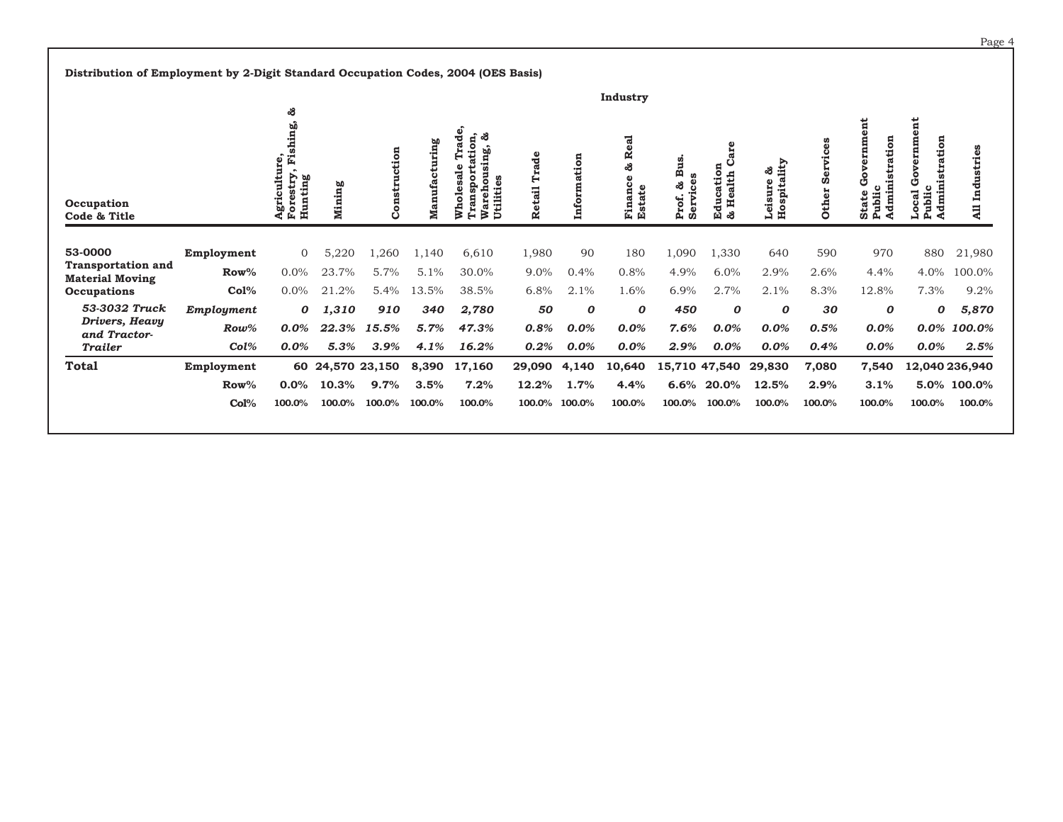**Distribution of Employment by 2-Digit Standard Occupation Codes, 2004 (OES Basis)**

| Occupation Code & Title | | Agriculture, Forestry, Fishing, & Hunting | Mining | Construction | Manufacturing | Wholesale Trade, Transportation, Warehousing, & Utilities | Retail Trade | Information | Finance & Real Estate | Prof. & Bus. Services | Education & Health Care | Leisure & Hospitality | Other Services | State Government Public Administration | Local Government Public Administration | All Industries |
|---|---|---|---|---|---|---|---|---|---|---|---|---|---|---|---|---|
| **53-0000 Transportation and Material Moving Occupations** | **Employment** | 0 | 5,220 | 1,260 | 1,140 | 6,610 | 1,980 | 90 | 180 | 1,090 | 1,330 | 640 | 590 | 970 | 880 | 21,980 |
| | **Row%** | 0.0% | 23.7% | 5.7% | 5.1% | 30.0% | 9.0% | 0.4% | 0.8% | 4.9% | 6.0% | 2.9% | 2.6% | 4.4% | 4.0% | 100.0% |
| | **Col%** | 0.0% | 21.2% | 5.4% | 13.5% | 38.5% | 6.8% | 2.1% | 1.6% | 6.9% | 2.7% | 2.1% | 8.3% | 12.8% | 7.3% | 9.2% |
| ***53-3032 Truck Drivers, Heavy and Tractor-Trailer*** | ***Employment*** | ***0*** | ***1,310*** | ***910*** | ***340*** | ***2,780*** | ***50*** | ***0*** | ***0*** | ***450*** | ***0*** | ***0*** | ***30*** | ***0*** | ***0*** | ***5,870*** |
| | ***Row%*** | ***0.0%*** | ***22.3%*** | ***15.5%*** | ***5.7%*** | ***47.3%*** | ***0.8%*** | ***0.0%*** | ***0.0%*** | ***7.6%*** | ***0.0%*** | ***0.0%*** | ***0.5%*** | ***0.0%*** | ***0.0%*** | ***100.0%*** |
| | ***Col%*** | ***0.0%*** | ***5.3%*** | ***3.9%*** | ***4.1%*** | ***16.2%*** | ***0.2%*** | ***0.0%*** | ***0.0%*** | ***2.9%*** | ***0.0%*** | ***0.0%*** | ***0.4%*** | ***0.0%*** | ***0.0%*** | ***2.5%*** |
| **Total** | **Employment** | **60** | **24,570** | **23,150** | **8,390** | **17,160** | **29,090** | **4,140** | **10,640** | **15,710** | **47,540** | **29,830** | **7,080** | **7,540** | **12,040** | **236,940** |
| | **Row%** | **0.0%** | **10.3%** | **9.7%** | **3.5%** | **7.2%** | **12.2%** | **1.7%** | **4.4%** | **6.6%** | **20.0%** | **12.5%** | **2.9%** | **3.1%** | **5.0%** | **100.0%** |
| | **Col%** | **100.0%** | **100.0%** | **100.0%** | **100.0%** | **100.0%** | **100.0%** | **100.0%** | **100.0%** | **100.0%** | **100.0%** | **100.0%** | **100.0%** | **100.0%** | **100.0%** | **100.0%** |